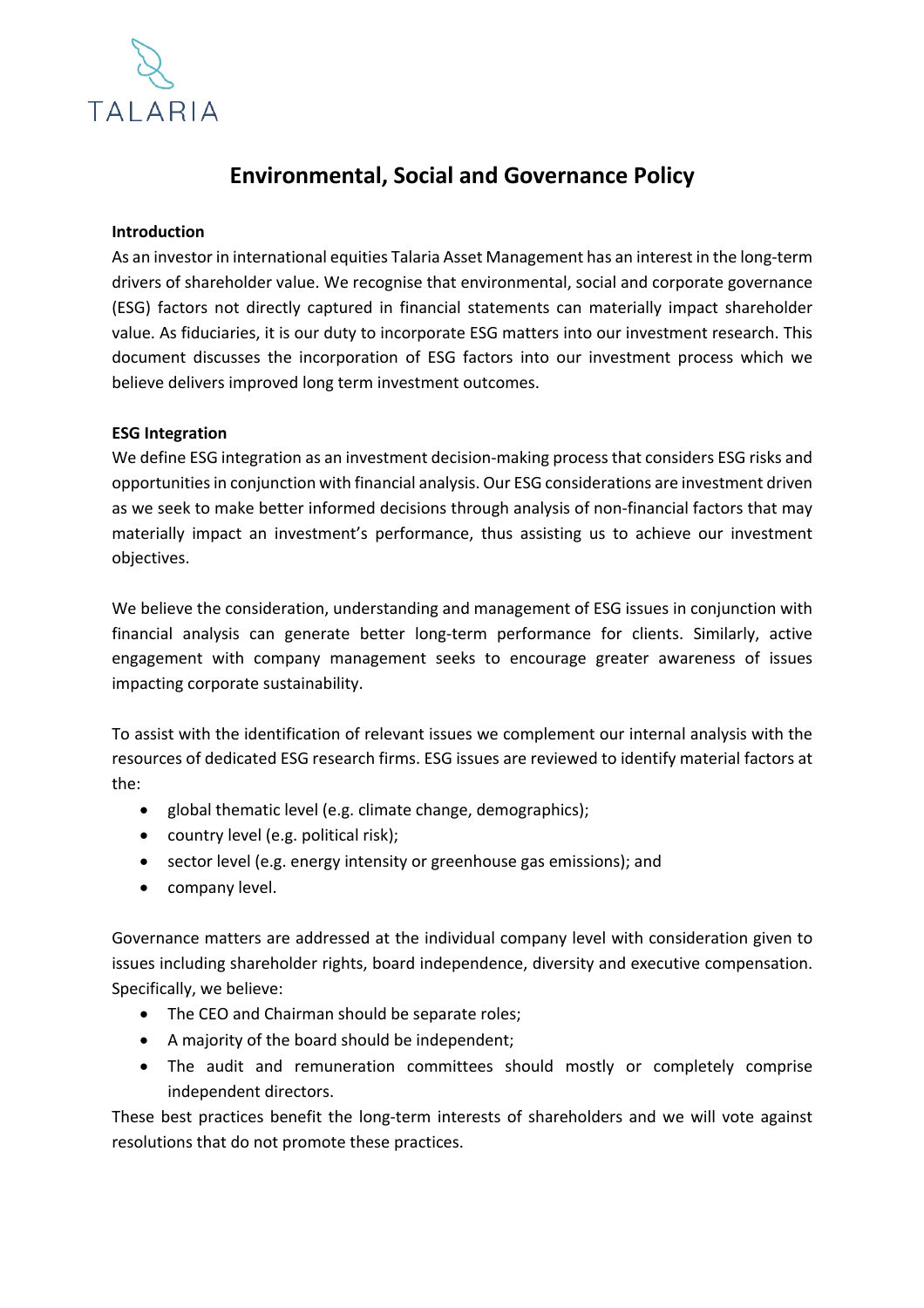TALARIA

# Environmental, Social and Governance Policy

**Introduction**

As an investor in international equities Talaria Asset Management has an interest in the long-term drivers of shareholder value. We recognise that environmental, social and corporate governance (ESG) factors not directly captured in financial statements can materially impact shareholder value. As fiduciaries, it is our duty to incorporate ESG matters into our investment research. This document discusses the incorporation of ESG factors into our investment process which we believe delivers improved long term investment outcomes.

**ESG Integration**

We define ESG integration as an investment decision-making process that considers ESG risks and opportunities in conjunction with financial analysis. Our ESG considerations are investment driven as we seek to make better informed decisions through analysis of non-financial factors that may materially impact an investment's performance, thus assisting us to achieve our investment objectives.

We believe the consideration, understanding and management of ESG issues in conjunction with financial analysis can generate better long-term performance for clients. Similarly, active engagement with company management seeks to encourage greater awareness of issues impacting corporate sustainability.

To assist with the identification of relevant issues we complement our internal analysis with the resources of dedicated ESG research firms. ESG issues are reviewed to identify material factors at the:

- global thematic level (e.g. climate change, demographics);
- country level (e.g. political risk);
- sector level (e.g. energy intensity or greenhouse gas emissions); and
- company level.

Governance matters are addressed at the individual company level with consideration given to issues including shareholder rights, board independence, diversity and executive compensation. Specifically, we believe:

- The CEO and Chairman should be separate roles;
- A majority of the board should be independent;
- The audit and remuneration committees should mostly or completely comprise independent directors.

These best practices benefit the long-term interests of shareholders and we will vote against resolutions that do not promote these practices.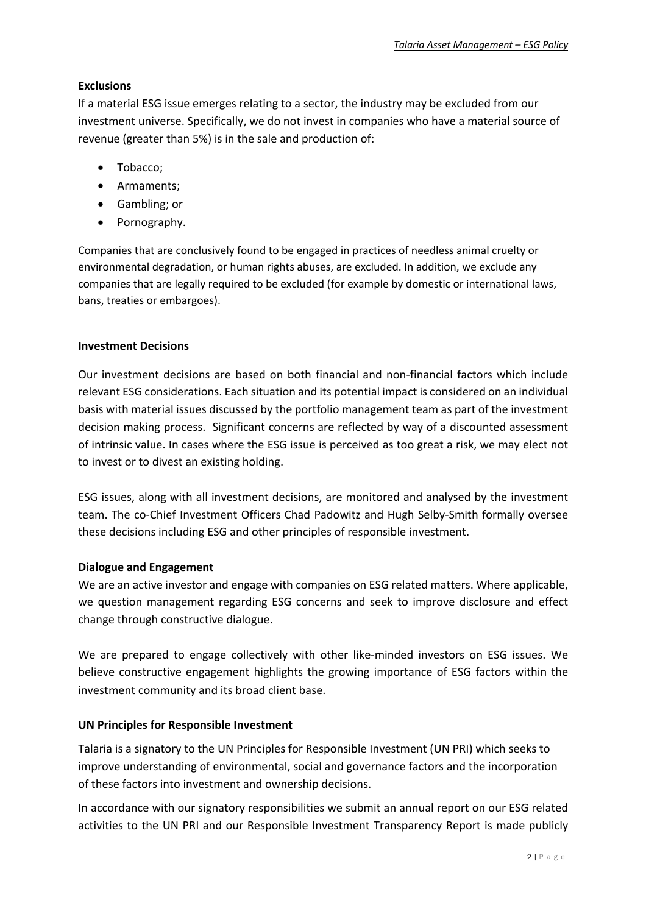**Exclusions**

If a material ESG issue emerges relating to a sector, the industry may be excluded from our investment universe. Specifically, we do not invest in companies who have a material source of revenue (greater than 5%) is in the sale and production of:

- Tobacco;
- Armaments;
- Gambling; or
- Pornography.

Companies that are conclusively found to be engaged in practices of needless animal cruelty or environmental degradation, or human rights abuses, are excluded. In addition, we exclude any companies that are legally required to be excluded (for example by domestic or international laws, bans, treaties or embargoes).

**Investment Decisions**

Our investment decisions are based on both financial and non-financial factors which include relevant ESG considerations. Each situation and its potential impact is considered on an individual basis with material issues discussed by the portfolio management team as part of the investment decision making process. Significant concerns are reflected by way of a discounted assessment of intrinsic value. In cases where the ESG issue is perceived as too great a risk, we may elect not to invest or to divest an existing holding.

ESG issues, along with all investment decisions, are monitored and analysed by the investment team. The co-Chief Investment Officers Chad Padowitz and Hugh Selby-Smith formally oversee these decisions including ESG and other principles of responsible investment.

**Dialogue and Engagement**

We are an active investor and engage with companies on ESG related matters. Where applicable, we question management regarding ESG concerns and seek to improve disclosure and effect change through constructive dialogue.

We are prepared to engage collectively with other like-minded investors on ESG issues. We believe constructive engagement highlights the growing importance of ESG factors within the investment community and its broad client base.

**UN Principles for Responsible Investment**

Talaria is a signatory to the UN Principles for Responsible Investment (UN PRI) which seeks to improve understanding of environmental, social and governance factors and the incorporation of these factors into investment and ownership decisions.

In accordance with our signatory responsibilities we submit an annual report on our ESG related activities to the UN PRI and our Responsible Investment Transparency Report is made publicly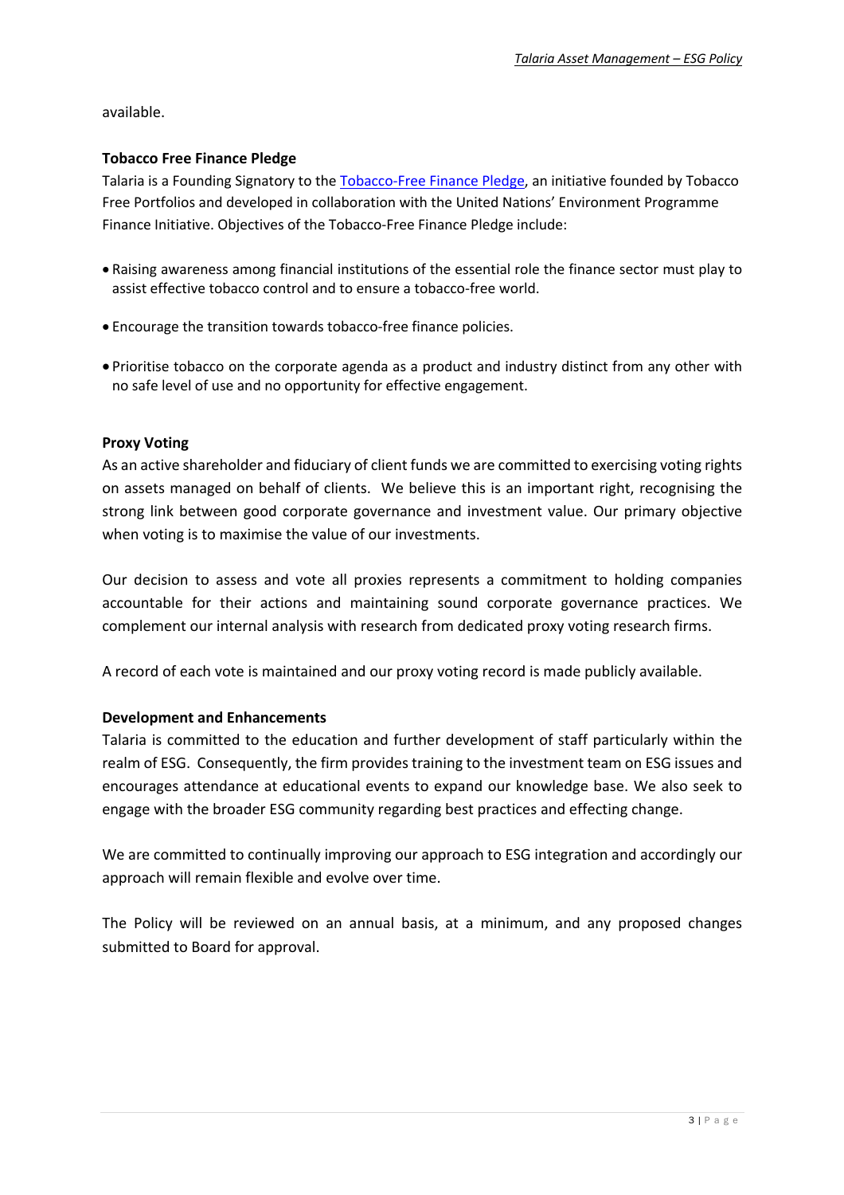available.

**Tobacco Free Finance Pledge**

Talaria is a Founding Signatory to the Tobacco-Free Finance Pledge, an initiative founded by Tobacco Free Portfolios and developed in collaboration with the United Nations' Environment Programme Finance Initiative. Objectives of the Tobacco-Free Finance Pledge include:

- Raising awareness among financial institutions of the essential role the finance sector must play to assist effective tobacco control and to ensure a tobacco-free world.
- Encourage the transition towards tobacco-free finance policies.
- Prioritise tobacco on the corporate agenda as a product and industry distinct from any other with no safe level of use and no opportunity for effective engagement.

**Proxy Voting**

As an active shareholder and fiduciary of client funds we are committed to exercising voting rights on assets managed on behalf of clients. We believe this is an important right, recognising the strong link between good corporate governance and investment value. Our primary objective when voting is to maximise the value of our investments.

Our decision to assess and vote all proxies represents a commitment to holding companies accountable for their actions and maintaining sound corporate governance practices. We complement our internal analysis with research from dedicated proxy voting research firms.

A record of each vote is maintained and our proxy voting record is made publicly available.

**Development and Enhancements**

Talaria is committed to the education and further development of staff particularly within the realm of ESG. Consequently, the firm provides training to the investment team on ESG issues and encourages attendance at educational events to expand our knowledge base. We also seek to engage with the broader ESG community regarding best practices and effecting change.

We are committed to continually improving our approach to ESG integration and accordingly our approach will remain flexible and evolve over time.

The Policy will be reviewed on an annual basis, at a minimum, and any proposed changes submitted to Board for approval.